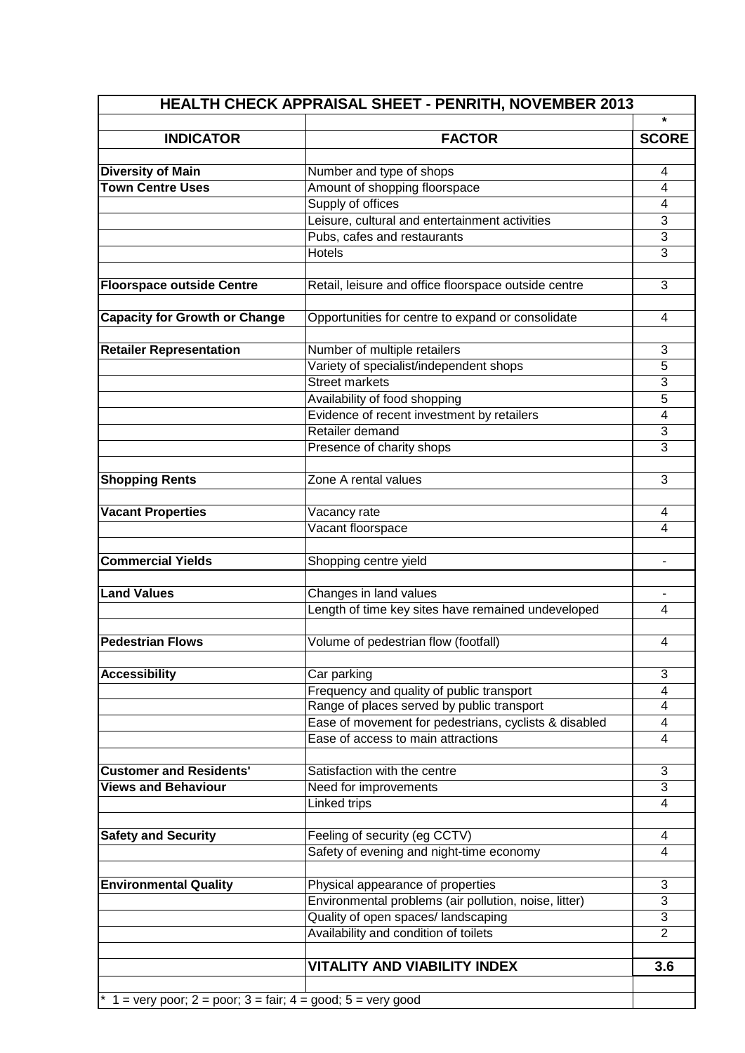| HEALTH CHECK APPRAISAL SHEET - PENRITH, NOVEMBER 2013 | | |
|---|---|---|
| | | * |
| **INDICATOR** | **FACTOR** | **SCORE** |
| **Diversity of Main Town Centre Uses** | Number and type of shops | 4 |
| | Amount of shopping floorspace | 4 |
| | Supply of offices | 4 |
| | Leisure, cultural and entertainment activities | 3 |
| | Pubs, cafes and restaurants | 3 |
| | Hotels | 3 |
| **Floorspace outside Centre** | Retail, leisure and office floorspace outside centre | 3 |
| **Capacity for Growth or Change** | Opportunities for centre to expand or consolidate | 4 |
| **Retailer Representation** | Number of multiple retailers | 3 |
| | Variety of specialist/independent shops | 5 |
| | Street markets | 3 |
| | Availability of food shopping | 5 |
| | Evidence of recent investment by retailers | 4 |
| | Retailer demand | 3 |
| | Presence of charity shops | 3 |
| **Shopping Rents** | Zone A rental values | 3 |
| **Vacant Properties** | Vacancy rate | 4 |
| | Vacant floorspace | 4 |
| **Commercial Yields** | Shopping centre yield | - |
| **Land Values** | Changes in land values | - |
| | Length of time key sites have remained undeveloped | 4 |
| **Pedestrian Flows** | Volume of pedestrian flow (footfall) | 4 |
| **Accessibility** | Car parking | 3 |
| | Frequency and quality of public transport | 4 |
| | Range of places served by public transport | 4 |
| | Ease of movement for pedestrians, cyclists & disabled | 4 |
| | Ease of access to main attractions | 4 |
| **Customer and Residents' Views and Behaviour** | Satisfaction with the centre | 3 |
| | Need for improvements | 3 |
| | Linked trips | 4 |
| **Safety and Security** | Feeling of security (eg CCTV) | 4 |
| | Safety of evening and night-time economy | 4 |
| **Environmental Quality** | Physical appearance of properties | 3 |
| | Environmental problems (air pollution, noise, litter) | 3 |
| | Quality of open spaces/ landscaping | 3 |
| | Availability and condition of toilets | 2 |
| | **VITALITY AND VIABILITY INDEX** | **3.6** |

\* 1 = very poor; 2 = poor; 3 = fair; 4 = good; 5 = very good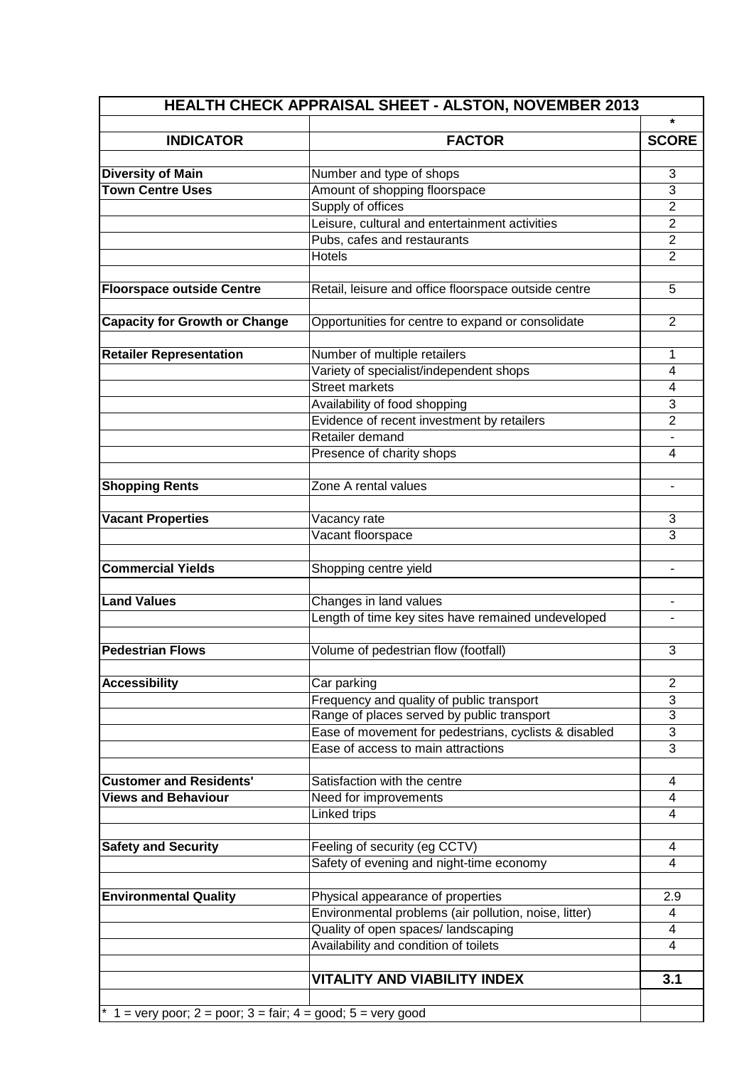# HEALTH CHECK APPRAISAL SHEET - ALSTON, NOVEMBER 2013

| INDICATOR | FACTOR | * SCORE |
|---|---|---|
| **Diversity of Main Town Centre Uses** | Number and type of shops | 3 |
| | Amount of shopping floorspace | 3 |
| | Supply of offices | 2 |
| | Leisure, cultural and entertainment activities | 2 |
| | Pubs, cafes and restaurants | 2 |
| | Hotels | 2 |
| **Floorspace outside Centre** | Retail, leisure and office floorspace outside centre | 5 |
| **Capacity for Growth or Change** | Opportunities for centre to expand or consolidate | 2 |
| **Retailer Representation** | Number of multiple retailers | 1 |
| | Variety of specialist/independent shops | 4 |
| | Street markets | 4 |
| | Availability of food shopping | 3 |
| | Evidence of recent investment by retailers | 2 |
| | Retailer demand | - |
| | Presence of charity shops | 4 |
| **Shopping Rents** | Zone A rental values | - |
| **Vacant Properties** | Vacancy rate | 3 |
| | Vacant floorspace | 3 |
| **Commercial Yields** | Shopping centre yield | - |
| **Land Values** | Changes in land values | - |
| | Length of time key sites have remained undeveloped | - |
| **Pedestrian Flows** | Volume of pedestrian flow (footfall) | 3 |
| **Accessibility** | Car parking | 2 |
| | Frequency and quality of public transport | 3 |
| | Range of places served by public transport | 3 |
| | Ease of movement for pedestrians, cyclists & disabled | 3 |
| | Ease of access to main attractions | 3 |
| **Customer and Residents' Views and Behaviour** | Satisfaction with the centre | 4 |
| | Need for improvements | 4 |
| | Linked trips | 4 |
| **Safety and Security** | Feeling of security (eg CCTV) | 4 |
| | Safety of evening and night-time economy | 4 |
| **Environmental Quality** | Physical appearance of properties | 2.9 |
| | Environmental problems (air pollution, noise, litter) | 4 |
| | Quality of open spaces/ landscaping | 4 |
| | Availability and condition of toilets | 4 |
| | **VITALITY AND VIABILITY INDEX** | **3.1** |

* 1 = very poor; 2 = poor; 3 = fair; 4 = good; 5 = very good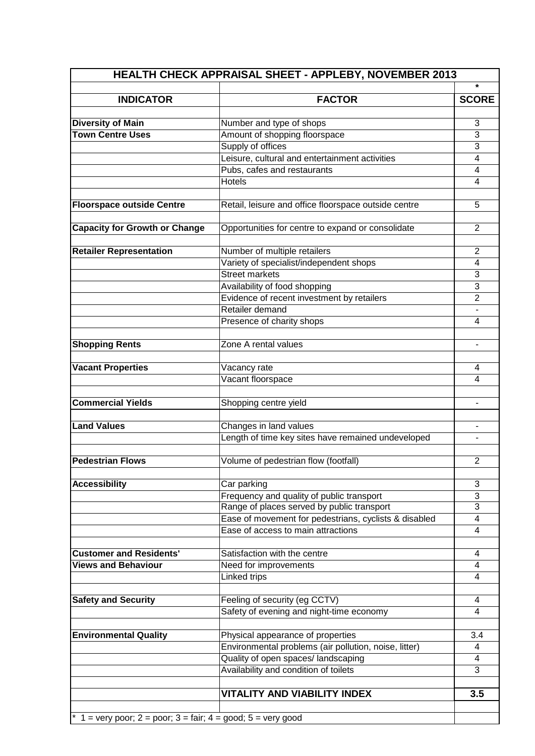| HEALTH CHECK APPRAISAL SHEET - APPLEBY, NOVEMBER 2013 | | |
|---|---|---|
| | | * |
| **INDICATOR** | **FACTOR** | **SCORE** |
| **Diversity of Main** | Number and type of shops | 3 |
| **Town Centre Uses** | Amount of shopping floorspace | 3 |
| | Supply of offices | 3 |
| | Leisure, cultural and entertainment activities | 4 |
| | Pubs, cafes and restaurants | 4 |
| | Hotels | 4 |
| **Floorspace outside Centre** | Retail, leisure and office floorspace outside centre | 5 |
| **Capacity for Growth or Change** | Opportunities for centre to expand or consolidate | 2 |
| **Retailer Representation** | Number of multiple retailers | 2 |
| | Variety of specialist/independent shops | 4 |
| | Street markets | 3 |
| | Availability of food shopping | 3 |
| | Evidence of recent investment by retailers | 2 |
| | Retailer demand | - |
| | Presence of charity shops | 4 |
| **Shopping Rents** | Zone A rental values | - |
| **Vacant Properties** | Vacancy rate | 4 |
| | Vacant floorspace | 4 |
| **Commercial Yields** | Shopping centre yield | - |
| **Land Values** | Changes in land values | - |
| | Length of time key sites have remained undeveloped | - |
| **Pedestrian Flows** | Volume of pedestrian flow (footfall) | 2 |
| **Accessibility** | Car parking | 3 |
| | Frequency and quality of public transport | 3 |
| | Range of places served by public transport | 3 |
| | Ease of movement for pedestrians, cyclists & disabled | 4 |
| | Ease of access to main attractions | 4 |
| **Customer and Residents'** | Satisfaction with the centre | 4 |
| **Views and Behaviour** | Need for improvements | 4 |
| | Linked trips | 4 |
| **Safety and Security** | Feeling of security (eg CCTV) | 4 |
| | Safety of evening and night-time economy | 4 |
| **Environmental Quality** | Physical appearance of properties | 3.4 |
| | Environmental problems (air pollution, noise, litter) | 4 |
| | Quality of open spaces/ landscaping | 4 |
| | Availability and condition of toilets | 3 |
| | **VITALITY AND VIABILITY INDEX** | **3.5** |

* 1 = very poor; 2 = poor; 3 = fair; 4 = good; 5 = very good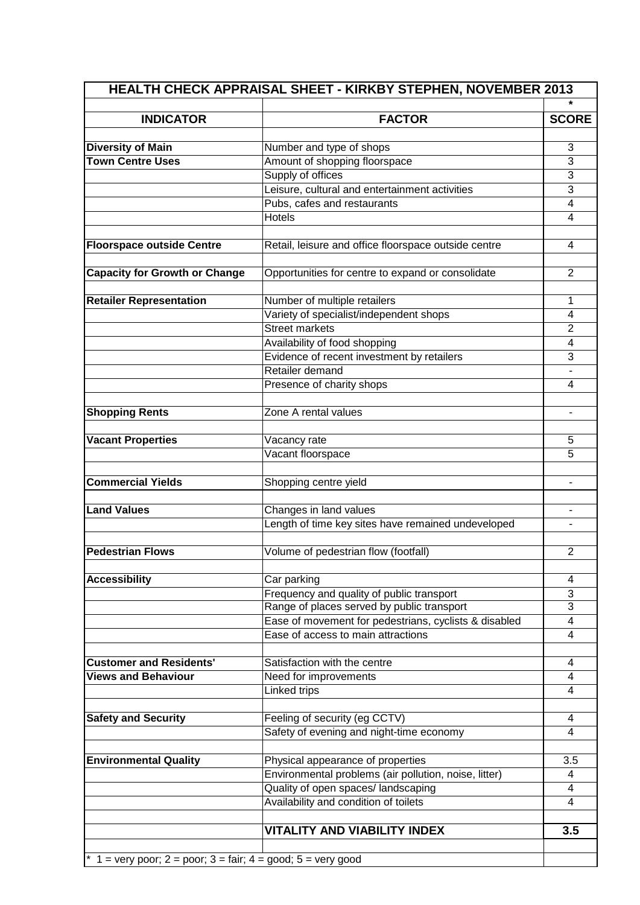# HEALTH CHECK APPRAISAL SHEET - KIRKBY STEPHEN, NOVEMBER 2013

| INDICATOR | FACTOR | SCORE * |
|---|---|---|
| Diversity of Main Town Centre Uses | Number and type of shops | 3 |
| | Amount of shopping floorspace | 3 |
| | Supply of offices | 3 |
| | Leisure, cultural and entertainment activities | 3 |
| | Pubs, cafes and restaurants | 4 |
| | Hotels | 4 |
| Floorspace outside Centre | Retail, leisure and office floorspace outside centre | 4 |
| Capacity for Growth or Change | Opportunities for centre to expand or consolidate | 2 |
| Retailer Representation | Number of multiple retailers | 1 |
| | Variety of specialist/independent shops | 4 |
| | Street markets | 2 |
| | Availability of food shopping | 4 |
| | Evidence of recent investment by retailers | 3 |
| | Retailer demand | - |
| | Presence of charity shops | 4 |
| Shopping Rents | Zone A rental values | - |
| Vacant Properties | Vacancy rate | 5 |
| | Vacant floorspace | 5 |
| Commercial Yields | Shopping centre yield | - |
| Land Values | Changes in land values | - |
| | Length of time key sites have remained undeveloped | - |
| Pedestrian Flows | Volume of pedestrian flow (footfall) | 2 |
| Accessibility | Car parking | 4 |
| | Frequency and quality of public transport | 3 |
| | Range of places served by public transport | 3 |
| | Ease of movement for pedestrians, cyclists & disabled | 4 |
| | Ease of access to main attractions | 4 |
| Customer and Residents' Views and Behaviour | Satisfaction with the centre | 4 |
| | Need for improvements | 4 |
| | Linked trips | 4 |
| Safety and Security | Feeling of security (eg CCTV) | 4 |
| | Safety of evening and night-time economy | 4 |
| Environmental Quality | Physical appearance of properties | 3.5 |
| | Environmental problems (air pollution, noise, litter) | 4 |
| | Quality of open spaces/ landscaping | 4 |
| | Availability and condition of toilets | 4 |
| | **VITALITY AND VIABILITY INDEX** | **3.5** |

\* 1 = very poor; 2 = poor; 3 = fair; 4 = good; 5 = very good